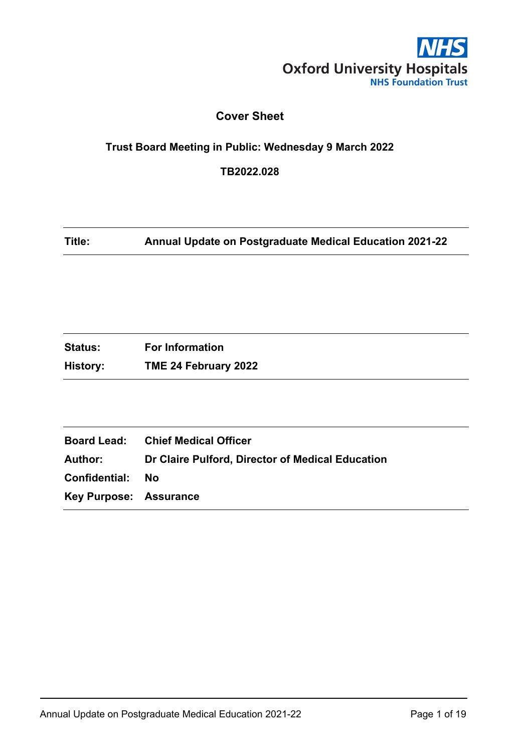Oxford University Hospitals
NHS Foundation Trust

# Cover Sheet

**Trust Board Meeting in Public: Wednesday 9 March 2022**

**TB2022.028**

| | |
|---|---|
| **Title:** | **Annual Update on Postgraduate Medical Education 2021-22** |

| | |
|---|---|
| **Status:** | **For Information** |
| **History:** | **TME 24 February 2022** |

| | |
|---|---|
| **Board Lead:** | **Chief Medical Officer** |
| **Author:** | **Dr Claire Pulford, Director of Medical Education** |
| **Confidential:** | **No** |
| **Key Purpose:** | **Assurance** |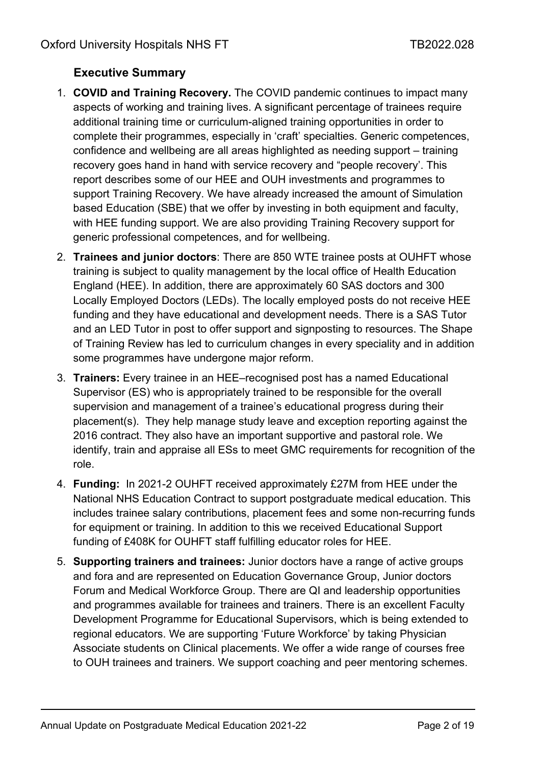## Executive Summary

1. **COVID and Training Recovery.** The COVID pandemic continues to impact many aspects of working and training lives. A significant percentage of trainees require additional training time or curriculum-aligned training opportunities in order to complete their programmes, especially in 'craft' specialties. Generic competences, confidence and wellbeing are all areas highlighted as needing support – training recovery goes hand in hand with service recovery and "people recovery'. This report describes some of our HEE and OUH investments and programmes to support Training Recovery. We have already increased the amount of Simulation based Education (SBE) that we offer by investing in both equipment and faculty, with HEE funding support. We are also providing Training Recovery support for generic professional competences, and for wellbeing.
2. **Trainees and junior doctors**: There are 850 WTE trainee posts at OUHFT whose training is subject to quality management by the local office of Health Education England (HEE). In addition, there are approximately 60 SAS doctors and 300 Locally Employed Doctors (LEDs). The locally employed posts do not receive HEE funding and they have educational and development needs. There is a SAS Tutor and an LED Tutor in post to offer support and signposting to resources. The Shape of Training Review has led to curriculum changes in every speciality and in addition some programmes have undergone major reform.
3. **Trainers:** Every trainee in an HEE–recognised post has a named Educational Supervisor (ES) who is appropriately trained to be responsible for the overall supervision and management of a trainee's educational progress during their placement(s). They help manage study leave and exception reporting against the 2016 contract. They also have an important supportive and pastoral role. We identify, train and appraise all ESs to meet GMC requirements for recognition of the role.
4. **Funding:** In 2021-2 OUHFT received approximately £27M from HEE under the National NHS Education Contract to support postgraduate medical education. This includes trainee salary contributions, placement fees and some non-recurring funds for equipment or training. In addition to this we received Educational Support funding of £408K for OUHFT staff fulfilling educator roles for HEE.
5. **Supporting trainers and trainees:** Junior doctors have a range of active groups and fora and are represented on Education Governance Group, Junior doctors Forum and Medical Workforce Group. There are QI and leadership opportunities and programmes available for trainees and trainers. There is an excellent Faculty Development Programme for Educational Supervisors, which is being extended to regional educators. We are supporting 'Future Workforce' by taking Physician Associate students on Clinical placements. We offer a wide range of courses free to OUH trainees and trainers. We support coaching and peer mentoring schemes.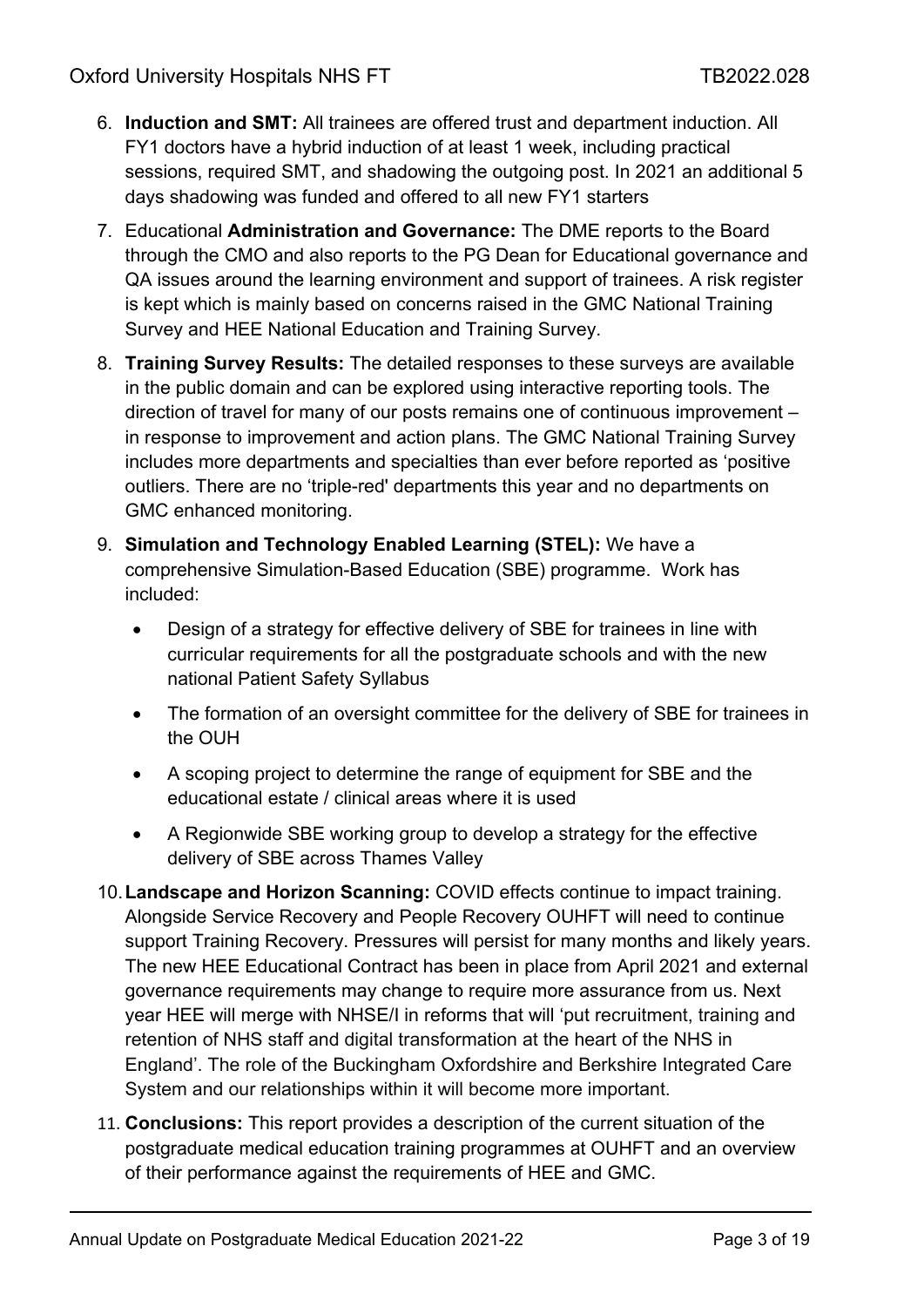6. **Induction and SMT:** All trainees are offered trust and department induction. All FY1 doctors have a hybrid induction of at least 1 week, including practical sessions, required SMT, and shadowing the outgoing post. In 2021 an additional 5 days shadowing was funded and offered to all new FY1 starters

7. Educational **Administration and Governance:** The DME reports to the Board through the CMO and also reports to the PG Dean for Educational governance and QA issues around the learning environment and support of trainees. A risk register is kept which is mainly based on concerns raised in the GMC National Training Survey and HEE National Education and Training Survey.

8. **Training Survey Results:** The detailed responses to these surveys are available in the public domain and can be explored using interactive reporting tools. The direction of travel for many of our posts remains one of continuous improvement – in response to improvement and action plans. The GMC National Training Survey includes more departments and specialties than ever before reported as 'positive outliers. There are no 'triple-red' departments this year and no departments on GMC enhanced monitoring.

9. **Simulation and Technology Enabled Learning (STEL):** We have a comprehensive Simulation-Based Education (SBE) programme. Work has included:

   - Design of a strategy for effective delivery of SBE for trainees in line with curricular requirements for all the postgraduate schools and with the new national Patient Safety Syllabus
   - The formation of an oversight committee for the delivery of SBE for trainees in the OUH
   - A scoping project to determine the range of equipment for SBE and the educational estate / clinical areas where it is used
   - A Regionwide SBE working group to develop a strategy for the effective delivery of SBE across Thames Valley

10. **Landscape and Horizon Scanning:** COVID effects continue to impact training. Alongside Service Recovery and People Recovery OUHFT will need to continue support Training Recovery. Pressures will persist for many months and likely years. The new HEE Educational Contract has been in place from April 2021 and external governance requirements may change to require more assurance from us. Next year HEE will merge with NHSE/I in reforms that will 'put recruitment, training and retention of NHS staff and digital transformation at the heart of the NHS in England'. The role of the Buckingham Oxfordshire and Berkshire Integrated Care System and our relationships within it will become more important.

11. **Conclusions:** This report provides a description of the current situation of the postgraduate medical education training programmes at OUHFT and an overview of their performance against the requirements of HEE and GMC.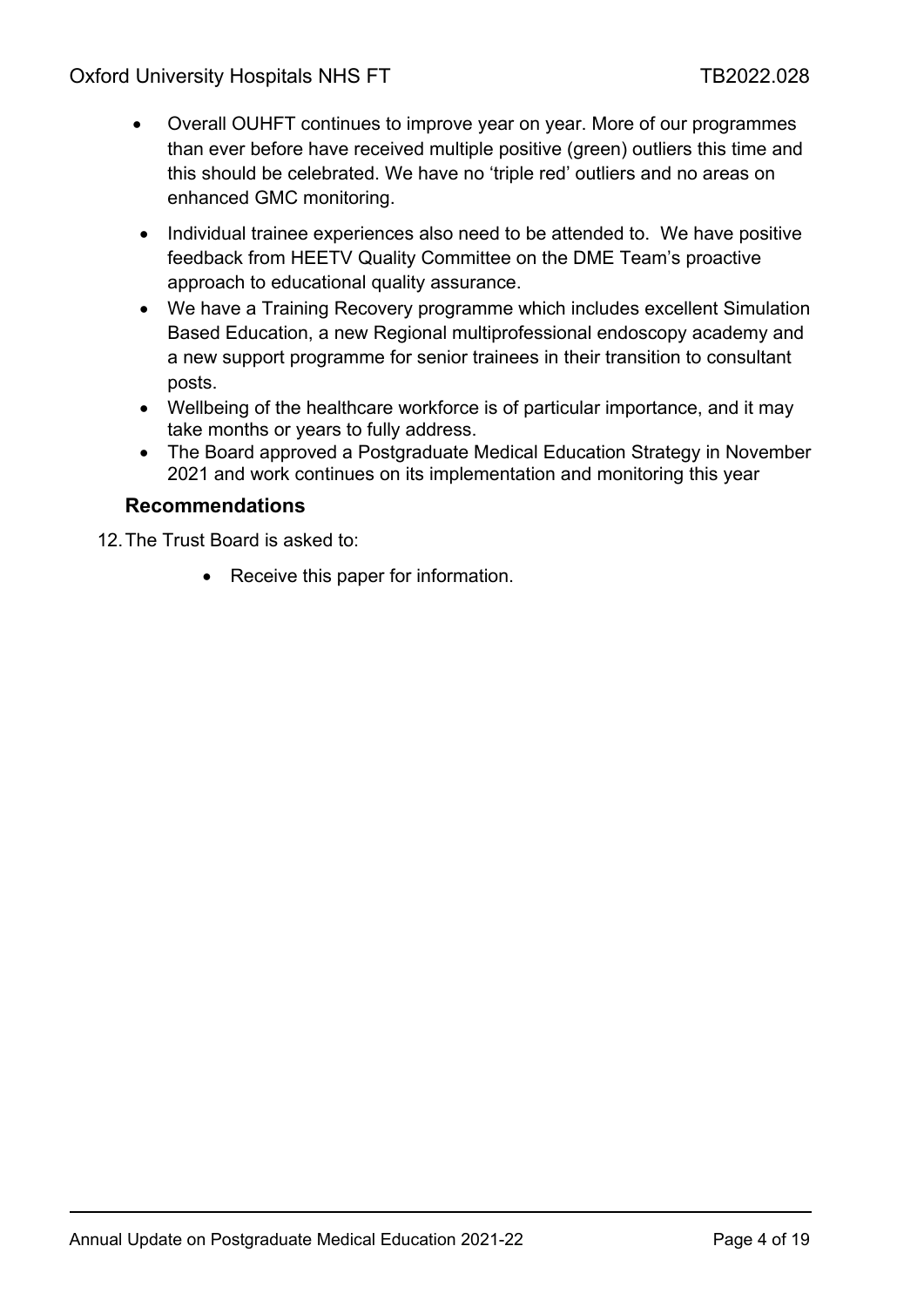- Overall OUHFT continues to improve year on year. More of our programmes than ever before have received multiple positive (green) outliers this time and this should be celebrated. We have no 'triple red' outliers and no areas on enhanced GMC monitoring.
- Individual trainee experiences also need to be attended to. We have positive feedback from HEETV Quality Committee on the DME Team's proactive approach to educational quality assurance.
- We have a Training Recovery programme which includes excellent Simulation Based Education, a new Regional multiprofessional endoscopy academy and a new support programme for senior trainees in their transition to consultant posts.
- Wellbeing of the healthcare workforce is of particular importance, and it may take months or years to fully address.
- The Board approved a Postgraduate Medical Education Strategy in November 2021 and work continues on its implementation and monitoring this year

## Recommendations

12. The Trust Board is asked to:

    - Receive this paper for information.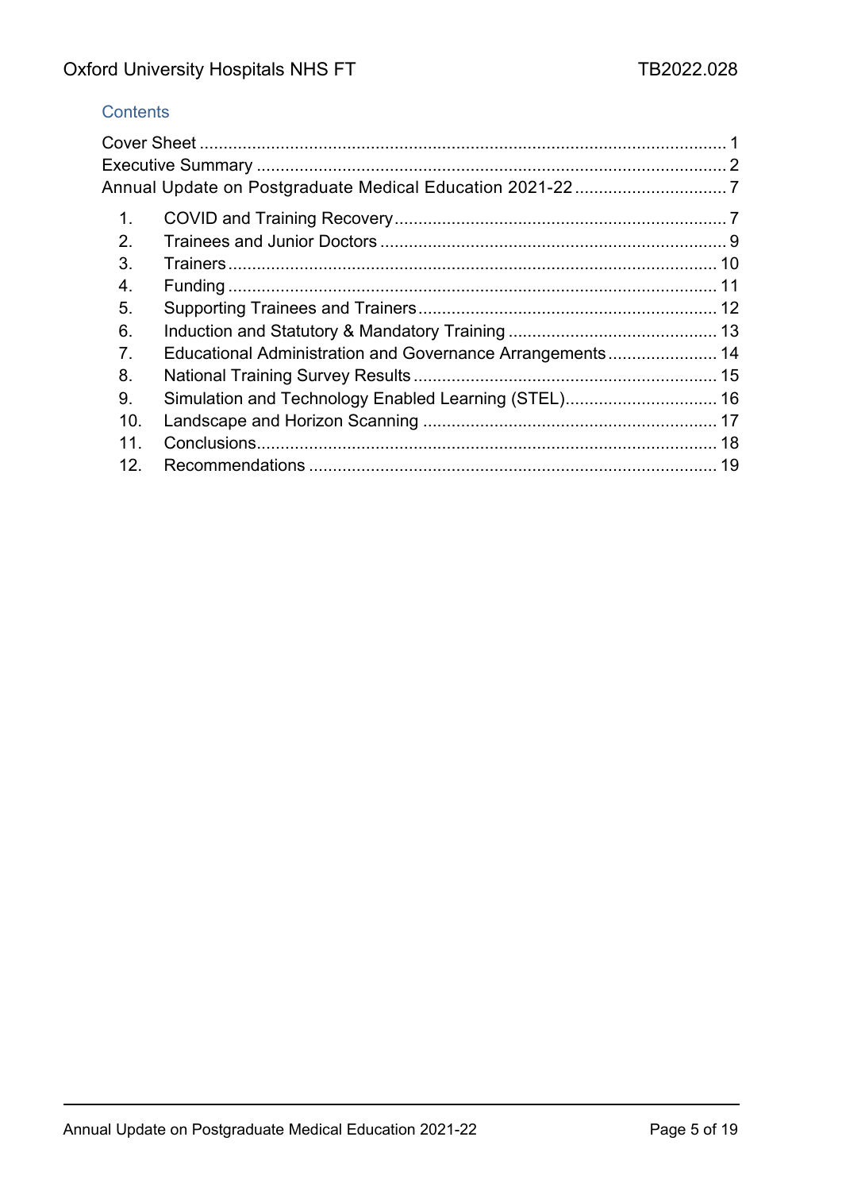## Contents

Cover Sheet ..... 1
Executive Summary ..... 2
Annual Update on Postgraduate Medical Education 2021-22 ..... 7

1. COVID and Training Recovery ..... 7
2. Trainees and Junior Doctors ..... 9
3. Trainers ..... 10
4. Funding ..... 11
5. Supporting Trainees and Trainers ..... 12
6. Induction and Statutory & Mandatory Training ..... 13
7. Educational Administration and Governance Arrangements ..... 14
8. National Training Survey Results ..... 15
9. Simulation and Technology Enabled Learning (STEL) ..... 16
10. Landscape and Horizon Scanning ..... 17
11. Conclusions ..... 18
12. Recommendations ..... 19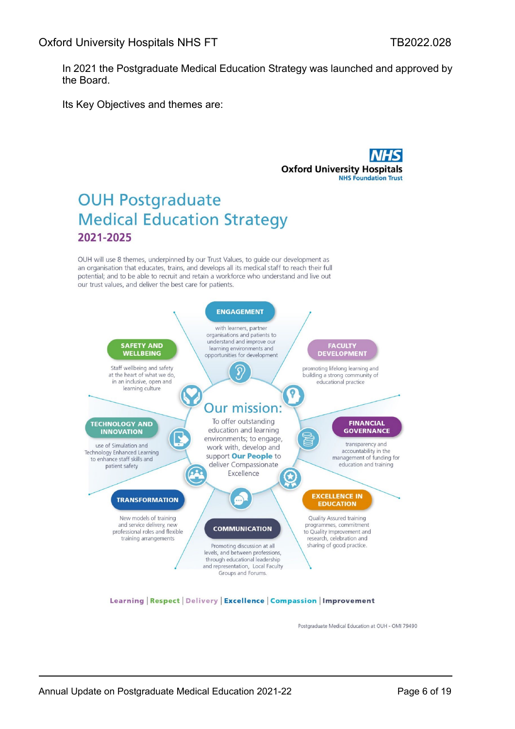In 2021 the Postgraduate Medical Education Strategy was launched and approved by the Board.

Its Key Objectives and themes are:

**NHS Oxford University Hospitals NHS Foundation Trust**

# OUH Postgraduate Medical Education Strategy

## 2021-2025

OUH will use 8 themes, underpinned by our Trust Values, to guide our development as an organisation that educates, trains, and develops all its medical staff to reach their full potential; and to be able to recruit and retain a workforce who understand and live out our trust values, and deliver the best care for patients.

### Our mission:

To offer outstanding education and learning environments; to engage, work with, develop and support **Our People** to deliver Compassionate Excellence

**ENGAGEMENT**
with learners, partner organisations and patients to understand and improve our learning environments and opportunities for development

**FACULTY DEVELOPMENT**
promoting lifelong learning and building a strong community of educational practice

**FINANCIAL GOVERNANCE**
transparency and accountability in the management of funding for education and training

**EXCELLENCE IN EDUCATION**
Quality Assured training programmes, commitment to Quality Improvement and research, celebration and sharing of good practice.

**COMMUNICATION**
Promoting discussion at all levels, and between professions, through educational leadership and representation, Local Faculty Groups and Forums.

**TRANSFORMATION**
New models of training and service delivery, new professional roles and flexible training arrangements

**TECHNOLOGY AND INNOVATION**
use of Simulation and Technology Enhanced Learning to enhance staff skills and patient safety

**SAFETY AND WELLBEING**
Staff wellbeing and safety at the heart of what we do, in an inclusive, open and learning culture

**Learning | Respect | Delivery | Excellence | Compassion | Improvement**

Postgraduate Medical Education at OUH - OMI 79490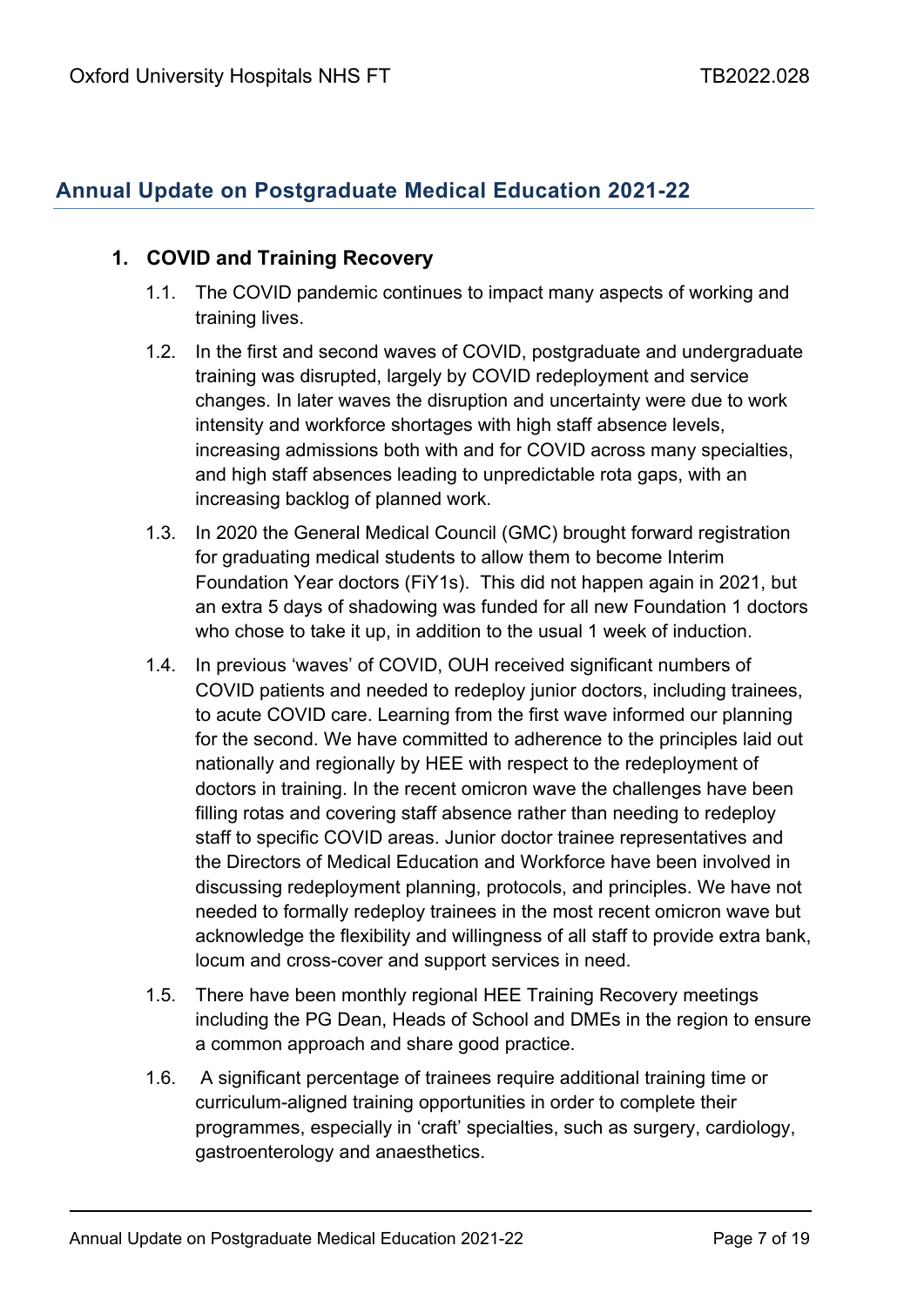## Annual Update on Postgraduate Medical Education 2021-22

### 1. COVID and Training Recovery

1.1. The COVID pandemic continues to impact many aspects of working and training lives.

1.2. In the first and second waves of COVID, postgraduate and undergraduate training was disrupted, largely by COVID redeployment and service changes. In later waves the disruption and uncertainty were due to work intensity and workforce shortages with high staff absence levels, increasing admissions both with and for COVID across many specialties, and high staff absences leading to unpredictable rota gaps, with an increasing backlog of planned work.

1.3. In 2020 the General Medical Council (GMC) brought forward registration for graduating medical students to allow them to become Interim Foundation Year doctors (FiY1s). This did not happen again in 2021, but an extra 5 days of shadowing was funded for all new Foundation 1 doctors who chose to take it up, in addition to the usual 1 week of induction.

1.4. In previous 'waves' of COVID, OUH received significant numbers of COVID patients and needed to redeploy junior doctors, including trainees, to acute COVID care. Learning from the first wave informed our planning for the second. We have committed to adherence to the principles laid out nationally and regionally by HEE with respect to the redeployment of doctors in training. In the recent omicron wave the challenges have been filling rotas and covering staff absence rather than needing to redeploy staff to specific COVID areas. Junior doctor trainee representatives and the Directors of Medical Education and Workforce have been involved in discussing redeployment planning, protocols, and principles. We have not needed to formally redeploy trainees in the most recent omicron wave but acknowledge the flexibility and willingness of all staff to provide extra bank, locum and cross-cover and support services in need.

1.5. There have been monthly regional HEE Training Recovery meetings including the PG Dean, Heads of School and DMEs in the region to ensure a common approach and share good practice.

1.6. A significant percentage of trainees require additional training time or curriculum-aligned training opportunities in order to complete their programmes, especially in 'craft' specialties, such as surgery, cardiology, gastroenterology and anaesthetics.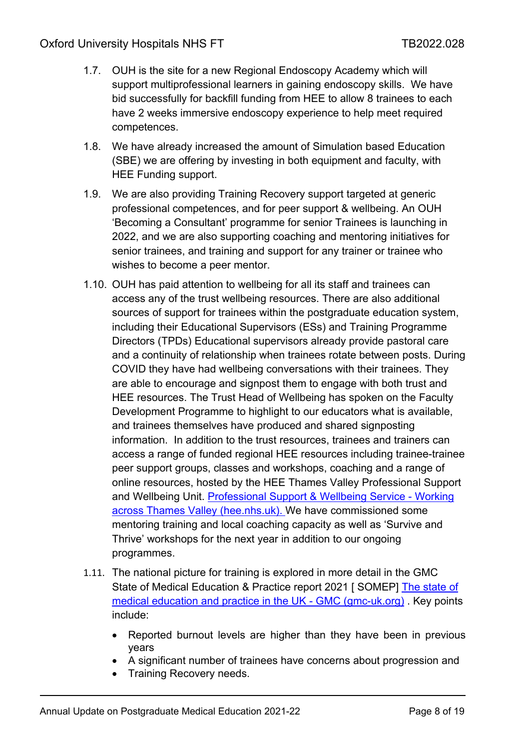1.7. OUH is the site for a new Regional Endoscopy Academy which will support multiprofessional learners in gaining endoscopy skills. We have bid successfully for backfill funding from HEE to allow 8 trainees to each have 2 weeks immersive endoscopy experience to help meet required competences.

1.8. We have already increased the amount of Simulation based Education (SBE) we are offering by investing in both equipment and faculty, with HEE Funding support.

1.9. We are also providing Training Recovery support targeted at generic professional competences, and for peer support & wellbeing. An OUH 'Becoming a Consultant' programme for senior Trainees is launching in 2022, and we are also supporting coaching and mentoring initiatives for senior trainees, and training and support for any trainer or trainee who wishes to become a peer mentor.

1.10. OUH has paid attention to wellbeing for all its staff and trainees can access any of the trust wellbeing resources. There are also additional sources of support for trainees within the postgraduate education system, including their Educational Supervisors (ESs) and Training Programme Directors (TPDs) Educational supervisors already provide pastoral care and a continuity of relationship when trainees rotate between posts. During COVID they have had wellbeing conversations with their trainees. They are able to encourage and signpost them to engage with both trust and HEE resources. The Trust Head of Wellbeing has spoken on the Faculty Development Programme to highlight to our educators what is available, and trainees themselves have produced and shared signposting information. In addition to the trust resources, trainees and trainers can access a range of funded regional HEE resources including trainee-trainee peer support groups, classes and workshops, coaching and a range of online resources, hosted by the HEE Thames Valley Professional Support and Wellbeing Unit. [Professional Support & Wellbeing Service - Working across Thames Valley (hee.nhs.uk).](#) We have commissioned some mentoring training and local coaching capacity as well as 'Survive and Thrive' workshops for the next year in addition to our ongoing programmes.

1.11. The national picture for training is explored in more detail in the GMC State of Medical Education & Practice report 2021 [ SOMEP] [The state of medical education and practice in the UK - GMC (gmc-uk.org)](#) . Key points include:

- Reported burnout levels are higher than they have been in previous years
- A significant number of trainees have concerns about progression and
- Training Recovery needs.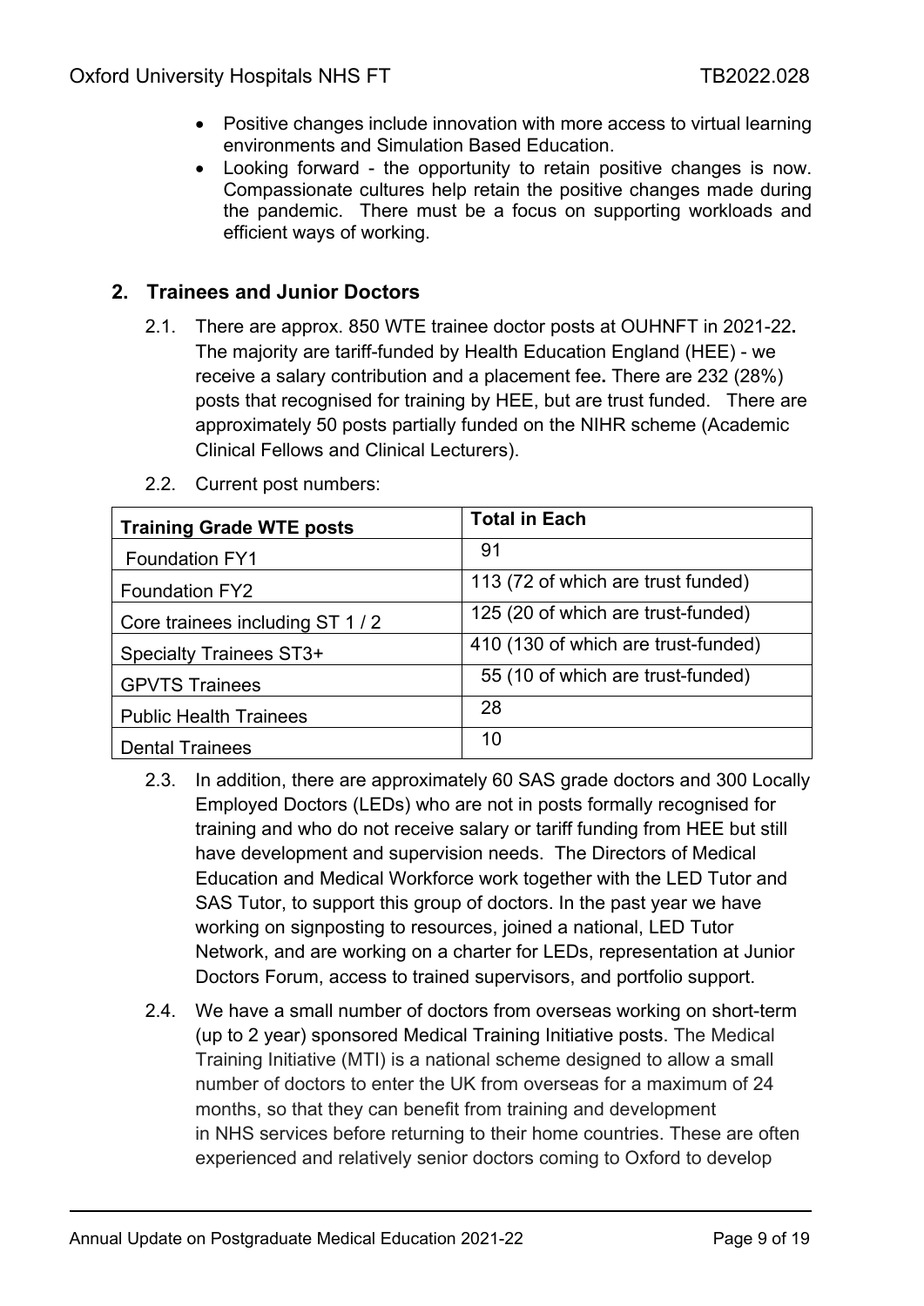- Positive changes include innovation with more access to virtual learning environments and Simulation Based Education.
- Looking forward - the opportunity to retain positive changes is now. Compassionate cultures help retain the positive changes made during the pandemic. There must be a focus on supporting workloads and efficient ways of working.

## 2. Trainees and Junior Doctors

2.1. There are approx. 850 WTE trainee doctor posts at OUHNFT in 2021-22**.** The majority are tariff-funded by Health Education England (HEE) - we receive a salary contribution and a placement fee**.** There are 232 (28%) posts that recognised for training by HEE, but are trust funded. There are approximately 50 posts partially funded on the NIHR scheme (Academic Clinical Fellows and Clinical Lecturers).

2.2. Current post numbers:

| **Training Grade WTE posts** | **Total in Each** |
|---|---|
| Foundation FY1 | 91 |
| Foundation FY2 | 113 (72 of which are trust funded) |
| Core trainees including ST 1 / 2 | 125 (20 of which are trust-funded) |
| Specialty Trainees ST3+ | 410 (130 of which are trust-funded) |
| GPVTS Trainees | 55 (10 of which are trust-funded) |
| Public Health Trainees | 28 |
| Dental Trainees | 10 |

2.3. In addition, there are approximately 60 SAS grade doctors and 300 Locally Employed Doctors (LEDs) who are not in posts formally recognised for training and who do not receive salary or tariff funding from HEE but still have development and supervision needs. The Directors of Medical Education and Medical Workforce work together with the LED Tutor and SAS Tutor, to support this group of doctors. In the past year we have working on signposting to resources, joined a national, LED Tutor Network, and are working on a charter for LEDs, representation at Junior Doctors Forum, access to trained supervisors, and portfolio support.

2.4. We have a small number of doctors from overseas working on short-term (up to 2 year) sponsored Medical Training Initiative posts. The Medical Training Initiative (MTI) is a national scheme designed to allow a small number of doctors to enter the UK from overseas for a maximum of 24 months, so that they can benefit from training and development in NHS services before returning to their home countries. These are often experienced and relatively senior doctors coming to Oxford to develop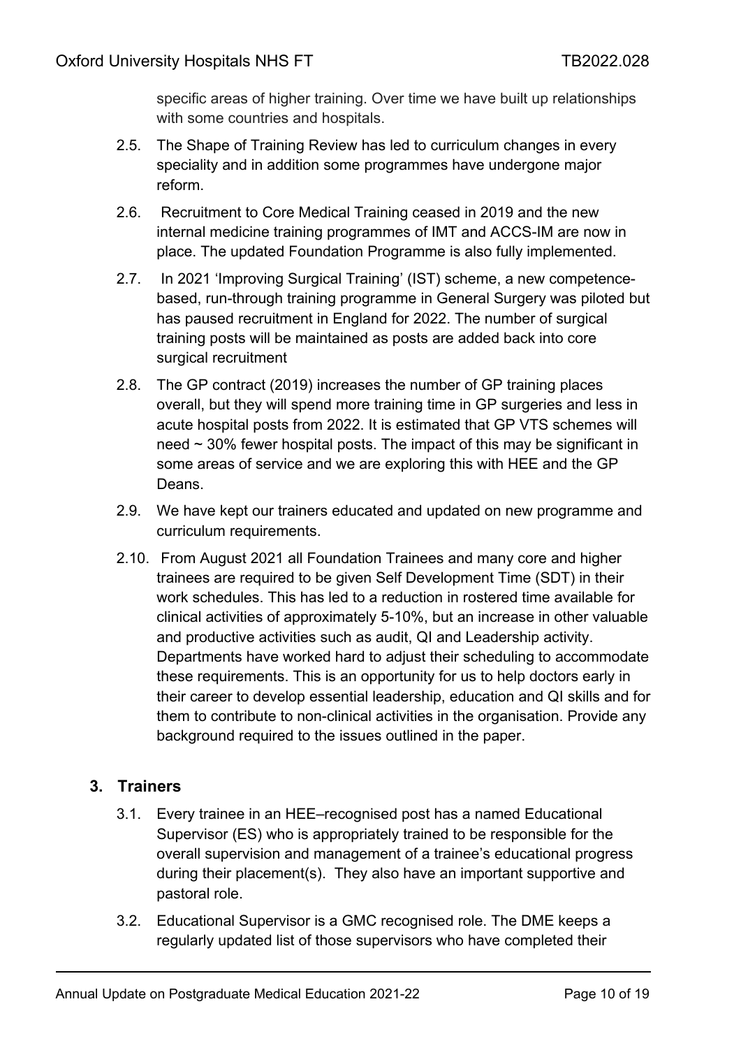specific areas of higher training. Over time we have built up relationships with some countries and hospitals.

2.5. The Shape of Training Review has led to curriculum changes in every speciality and in addition some programmes have undergone major reform.

2.6. Recruitment to Core Medical Training ceased in 2019 and the new internal medicine training programmes of IMT and ACCS-IM are now in place. The updated Foundation Programme is also fully implemented.

2.7. In 2021 'Improving Surgical Training' (IST) scheme, a new competence-based, run-through training programme in General Surgery was piloted but has paused recruitment in England for 2022. The number of surgical training posts will be maintained as posts are added back into core surgical recruitment

2.8. The GP contract (2019) increases the number of GP training places overall, but they will spend more training time in GP surgeries and less in acute hospital posts from 2022. It is estimated that GP VTS schemes will need ~ 30% fewer hospital posts. The impact of this may be significant in some areas of service and we are exploring this with HEE and the GP Deans.

2.9. We have kept our trainers educated and updated on new programme and curriculum requirements.

2.10. From August 2021 all Foundation Trainees and many core and higher trainees are required to be given Self Development Time (SDT) in their work schedules. This has led to a reduction in rostered time available for clinical activities of approximately 5-10%, but an increase in other valuable and productive activities such as audit, QI and Leadership activity. Departments have worked hard to adjust their scheduling to accommodate these requirements. This is an opportunity for us to help doctors early in their career to develop essential leadership, education and QI skills and for them to contribute to non-clinical activities in the organisation. Provide any background required to the issues outlined in the paper.

## 3. Trainers

3.1. Every trainee in an HEE–recognised post has a named Educational Supervisor (ES) who is appropriately trained to be responsible for the overall supervision and management of a trainee's educational progress during their placement(s). They also have an important supportive and pastoral role.

3.2. Educational Supervisor is a GMC recognised role. The DME keeps a regularly updated list of those supervisors who have completed their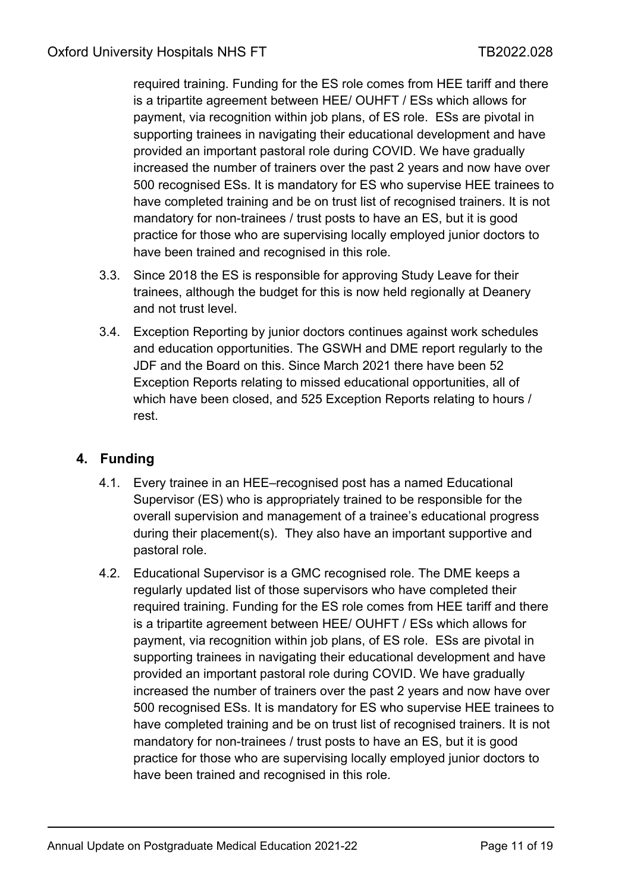required training. Funding for the ES role comes from HEE tariff and there is a tripartite agreement between HEE/ OUHFT / ESs which allows for payment, via recognition within job plans, of ES role. ESs are pivotal in supporting trainees in navigating their educational development and have provided an important pastoral role during COVID. We have gradually increased the number of trainers over the past 2 years and now have over 500 recognised ESs. It is mandatory for ES who supervise HEE trainees to have completed training and be on trust list of recognised trainers. It is not mandatory for non-trainees / trust posts to have an ES, but it is good practice for those who are supervising locally employed junior doctors to have been trained and recognised in this role.

3.3. Since 2018 the ES is responsible for approving Study Leave for their trainees, although the budget for this is now held regionally at Deanery and not trust level.

3.4. Exception Reporting by junior doctors continues against work schedules and education opportunities. The GSWH and DME report regularly to the JDF and the Board on this. Since March 2021 there have been 52 Exception Reports relating to missed educational opportunities, all of which have been closed, and 525 Exception Reports relating to hours / rest.

## 4. Funding

4.1. Every trainee in an HEE–recognised post has a named Educational Supervisor (ES) who is appropriately trained to be responsible for the overall supervision and management of a trainee's educational progress during their placement(s). They also have an important supportive and pastoral role.

4.2. Educational Supervisor is a GMC recognised role. The DME keeps a regularly updated list of those supervisors who have completed their required training. Funding for the ES role comes from HEE tariff and there is a tripartite agreement between HEE/ OUHFT / ESs which allows for payment, via recognition within job plans, of ES role. ESs are pivotal in supporting trainees in navigating their educational development and have provided an important pastoral role during COVID. We have gradually increased the number of trainers over the past 2 years and now have over 500 recognised ESs. It is mandatory for ES who supervise HEE trainees to have completed training and be on trust list of recognised trainers. It is not mandatory for non-trainees / trust posts to have an ES, but it is good practice for those who are supervising locally employed junior doctors to have been trained and recognised in this role.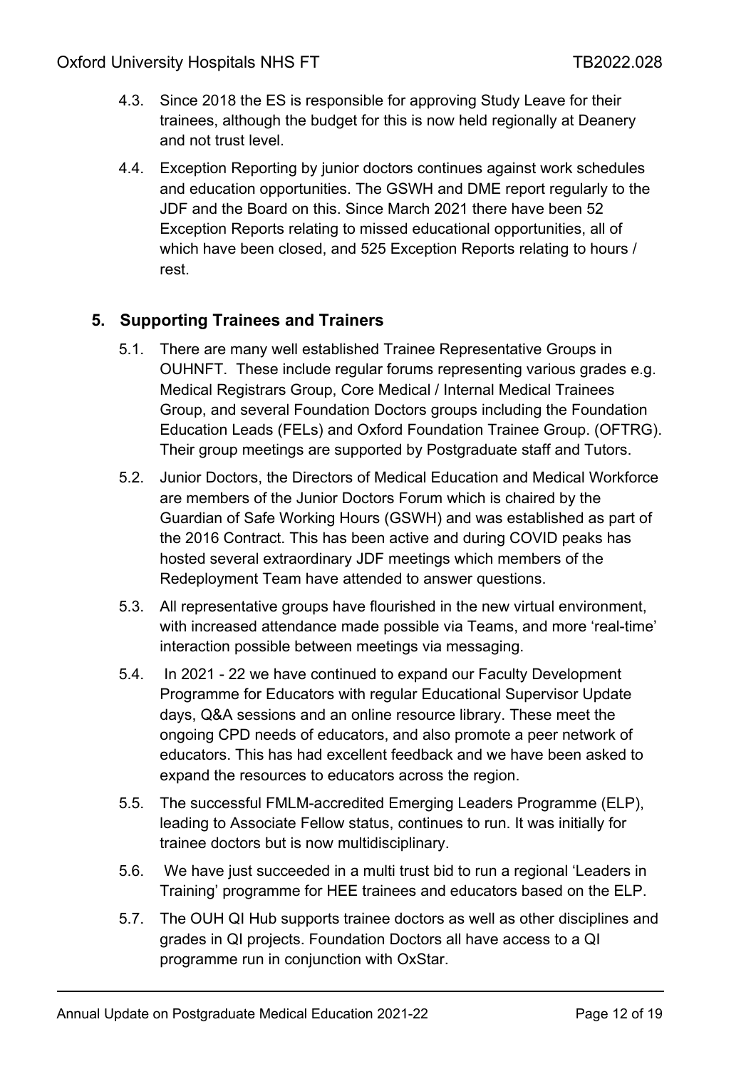4.3. Since 2018 the ES is responsible for approving Study Leave for their trainees, although the budget for this is now held regionally at Deanery and not trust level.

4.4. Exception Reporting by junior doctors continues against work schedules and education opportunities. The GSWH and DME report regularly to the JDF and the Board on this. Since March 2021 there have been 52 Exception Reports relating to missed educational opportunities, all of which have been closed, and 525 Exception Reports relating to hours / rest.

## 5. Supporting Trainees and Trainers

5.1. There are many well established Trainee Representative Groups in OUHNFT. These include regular forums representing various grades e.g. Medical Registrars Group, Core Medical / Internal Medical Trainees Group, and several Foundation Doctors groups including the Foundation Education Leads (FELs) and Oxford Foundation Trainee Group. (OFTRG). Their group meetings are supported by Postgraduate staff and Tutors.

5.2. Junior Doctors, the Directors of Medical Education and Medical Workforce are members of the Junior Doctors Forum which is chaired by the Guardian of Safe Working Hours (GSWH) and was established as part of the 2016 Contract. This has been active and during COVID peaks has hosted several extraordinary JDF meetings which members of the Redeployment Team have attended to answer questions.

5.3. All representative groups have flourished in the new virtual environment, with increased attendance made possible via Teams, and more 'real-time' interaction possible between meetings via messaging.

5.4. In 2021 - 22 we have continued to expand our Faculty Development Programme for Educators with regular Educational Supervisor Update days, Q&A sessions and an online resource library. These meet the ongoing CPD needs of educators, and also promote a peer network of educators. This has had excellent feedback and we have been asked to expand the resources to educators across the region.

5.5. The successful FMLM-accredited Emerging Leaders Programme (ELP), leading to Associate Fellow status, continues to run. It was initially for trainee doctors but is now multidisciplinary.

5.6. We have just succeeded in a multi trust bid to run a regional 'Leaders in Training' programme for HEE trainees and educators based on the ELP.

5.7. The OUH QI Hub supports trainee doctors as well as other disciplines and grades in QI projects. Foundation Doctors all have access to a QI programme run in conjunction with OxStar.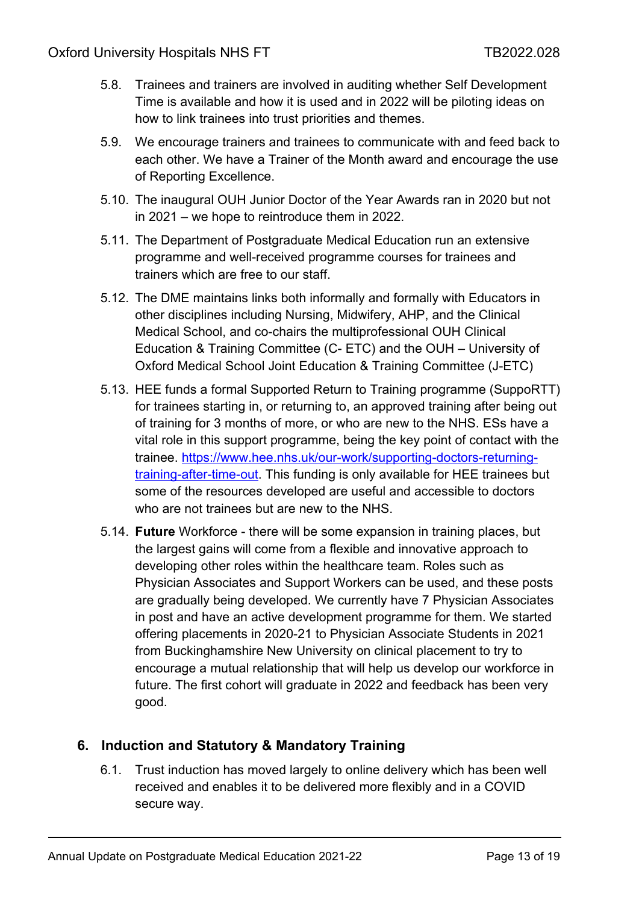5.8. Trainees and trainers are involved in auditing whether Self Development Time is available and how it is used and in 2022 will be piloting ideas on how to link trainees into trust priorities and themes.

5.9. We encourage trainers and trainees to communicate with and feed back to each other. We have a Trainer of the Month award and encourage the use of Reporting Excellence.

5.10. The inaugural OUH Junior Doctor of the Year Awards ran in 2020 but not in 2021 – we hope to reintroduce them in 2022.

5.11. The Department of Postgraduate Medical Education run an extensive programme and well-received programme courses for trainees and trainers which are free to our staff.

5.12. The DME maintains links both informally and formally with Educators in other disciplines including Nursing, Midwifery, AHP, and the Clinical Medical School, and co-chairs the multiprofessional OUH Clinical Education & Training Committee (C- ETC) and the OUH – University of Oxford Medical School Joint Education & Training Committee (J-ETC)

5.13. HEE funds a formal Supported Return to Training programme (SuppoRTT) for trainees starting in, or returning to, an approved training after being out of training for 3 months of more, or who are new to the NHS. ESs have a vital role in this support programme, being the key point of contact with the trainee. [https://www.hee.nhs.uk/our-work/supporting-doctors-returning-training-after-time-out](https://www.hee.nhs.uk/our-work/supporting-doctors-returning-training-after-time-out). This funding is only available for HEE trainees but some of the resources developed are useful and accessible to doctors who are not trainees but are new to the NHS.

5.14. **Future** Workforce - there will be some expansion in training places, but the largest gains will come from a flexible and innovative approach to developing other roles within the healthcare team. Roles such as Physician Associates and Support Workers can be used, and these posts are gradually being developed. We currently have 7 Physician Associates in post and have an active development programme for them. We started offering placements in 2020-21 to Physician Associate Students in 2021 from Buckinghamshire New University on clinical placement to try to encourage a mutual relationship that will help us develop our workforce in future. The first cohort will graduate in 2022 and feedback has been very good.

## 6. Induction and Statutory & Mandatory Training

6.1. Trust induction has moved largely to online delivery which has been well received and enables it to be delivered more flexibly and in a COVID secure way.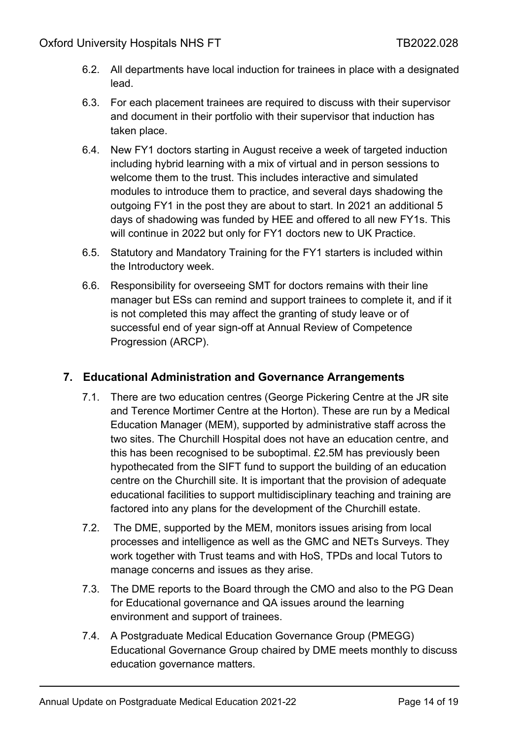6.2. All departments have local induction for trainees in place with a designated lead.

6.3. For each placement trainees are required to discuss with their supervisor and document in their portfolio with their supervisor that induction has taken place.

6.4. New FY1 doctors starting in August receive a week of targeted induction including hybrid learning with a mix of virtual and in person sessions to welcome them to the trust. This includes interactive and simulated modules to introduce them to practice, and several days shadowing the outgoing FY1 in the post they are about to start. In 2021 an additional 5 days of shadowing was funded by HEE and offered to all new FY1s. This will continue in 2022 but only for FY1 doctors new to UK Practice.

6.5. Statutory and Mandatory Training for the FY1 starters is included within the Introductory week.

6.6. Responsibility for overseeing SMT for doctors remains with their line manager but ESs can remind and support trainees to complete it, and if it is not completed this may affect the granting of study leave or of successful end of year sign-off at Annual Review of Competence Progression (ARCP).

## 7. Educational Administration and Governance Arrangements

7.1. There are two education centres (George Pickering Centre at the JR site and Terence Mortimer Centre at the Horton). These are run by a Medical Education Manager (MEM), supported by administrative staff across the two sites. The Churchill Hospital does not have an education centre, and this has been recognised to be suboptimal. £2.5M has previously been hypothecated from the SIFT fund to support the building of an education centre on the Churchill site. It is important that the provision of adequate educational facilities to support multidisciplinary teaching and training are factored into any plans for the development of the Churchill estate.

7.2. The DME, supported by the MEM, monitors issues arising from local processes and intelligence as well as the GMC and NETs Surveys. They work together with Trust teams and with HoS, TPDs and local Tutors to manage concerns and issues as they arise.

7.3. The DME reports to the Board through the CMO and also to the PG Dean for Educational governance and QA issues around the learning environment and support of trainees.

7.4. A Postgraduate Medical Education Governance Group (PMEGG) Educational Governance Group chaired by DME meets monthly to discuss education governance matters.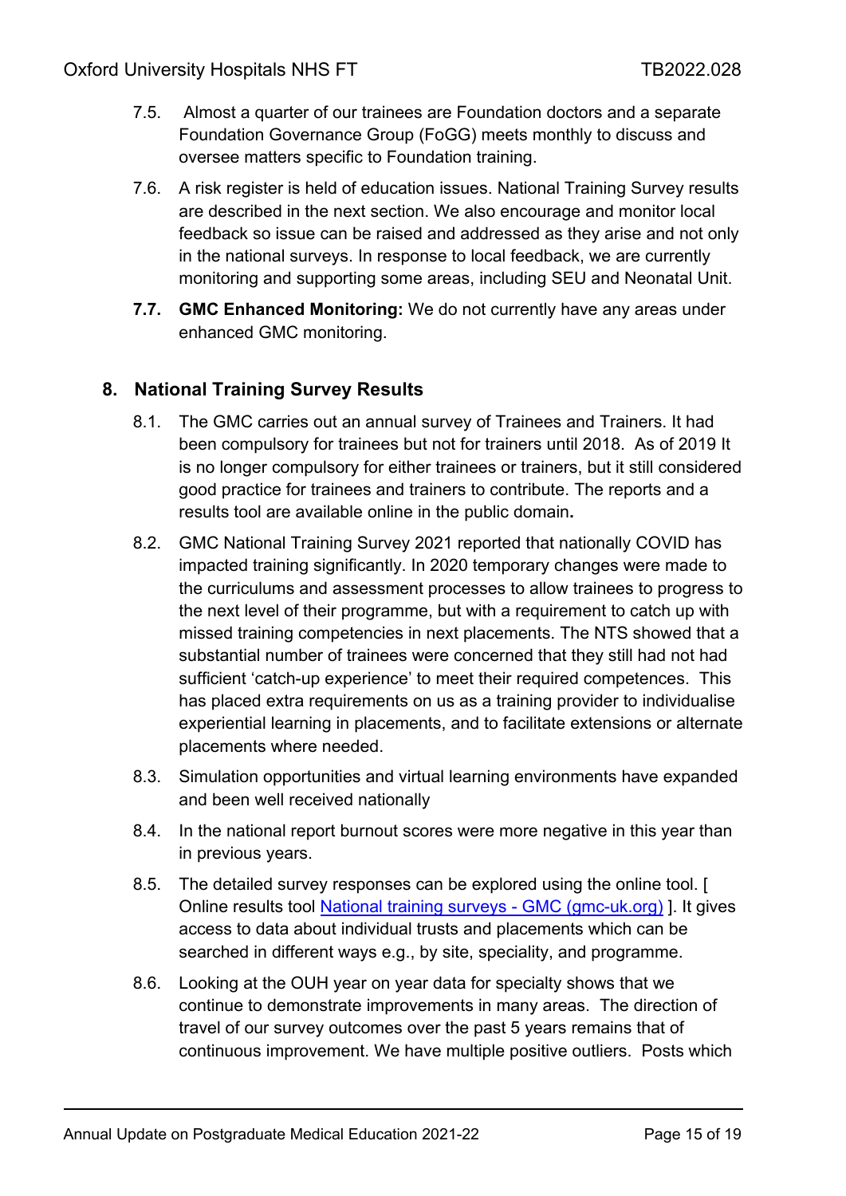7.5. Almost a quarter of our trainees are Foundation doctors and a separate Foundation Governance Group (FoGG) meets monthly to discuss and oversee matters specific to Foundation training.

7.6. A risk register is held of education issues. National Training Survey results are described in the next section. We also encourage and monitor local feedback so issue can be raised and addressed as they arise and not only in the national surveys. In response to local feedback, we are currently monitoring and supporting some areas, including SEU and Neonatal Unit.

**7.7. GMC Enhanced Monitoring:** We do not currently have any areas under enhanced GMC monitoring.

## 8. National Training Survey Results

8.1. The GMC carries out an annual survey of Trainees and Trainers. It had been compulsory for trainees but not for trainers until 2018. As of 2019 It is no longer compulsory for either trainees or trainers, but it still considered good practice for trainees and trainers to contribute. The reports and a results tool are available online in the public domain**.**

8.2. GMC National Training Survey 2021 reported that nationally COVID has impacted training significantly. In 2020 temporary changes were made to the curriculums and assessment processes to allow trainees to progress to the next level of their programme, but with a requirement to catch up with missed training competencies in next placements. The NTS showed that a substantial number of trainees were concerned that they still had not had sufficient 'catch-up experience' to meet their required competences. This has placed extra requirements on us as a training provider to individualise experiential learning in placements, and to facilitate extensions or alternate placements where needed.

8.3. Simulation opportunities and virtual learning environments have expanded and been well received nationally

8.4. In the national report burnout scores were more negative in this year than in previous years.

8.5. The detailed survey responses can be explored using the online tool. [ Online results tool [National training surveys - GMC (gmc-uk.org)](https://www.gmc-uk.org) ]. It gives access to data about individual trusts and placements which can be searched in different ways e.g., by site, speciality, and programme.

8.6. Looking at the OUH year on year data for specialty shows that we continue to demonstrate improvements in many areas. The direction of travel of our survey outcomes over the past 5 years remains that of continuous improvement. We have multiple positive outliers. Posts which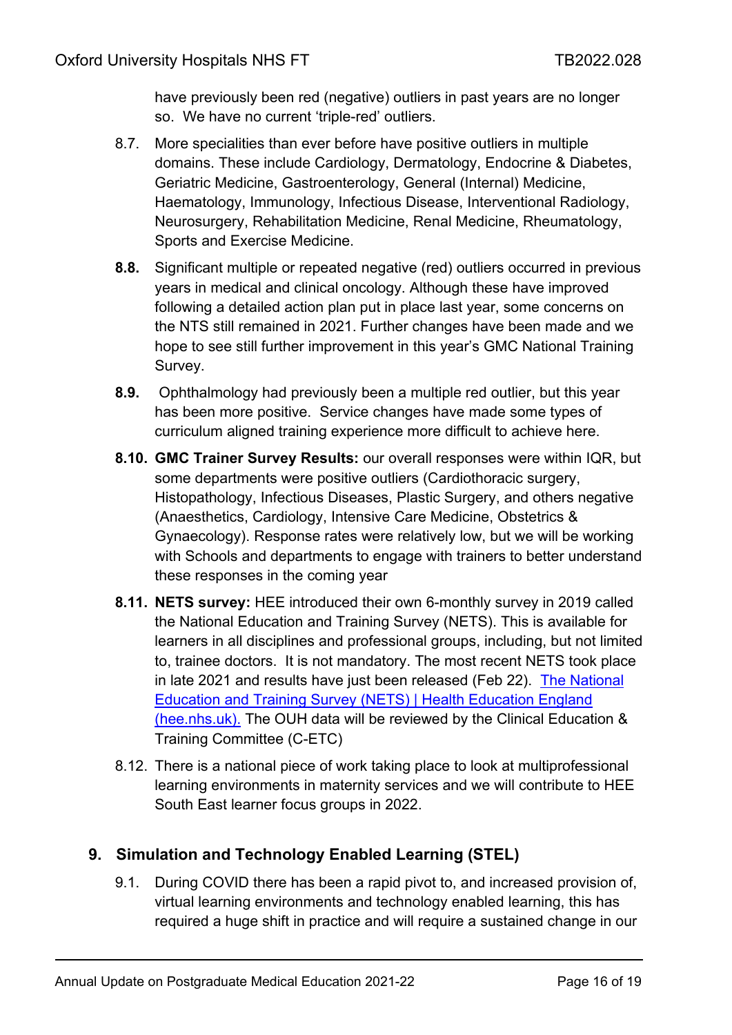have previously been red (negative) outliers in past years are no longer so. We have no current 'triple-red' outliers.

8.7. More specialities than ever before have positive outliers in multiple domains. These include Cardiology, Dermatology, Endocrine & Diabetes, Geriatric Medicine, Gastroenterology, General (Internal) Medicine, Haematology, Immunology, Infectious Disease, Interventional Radiology, Neurosurgery, Rehabilitation Medicine, Renal Medicine, Rheumatology, Sports and Exercise Medicine.

**8.8.** Significant multiple or repeated negative (red) outliers occurred in previous years in medical and clinical oncology. Although these have improved following a detailed action plan put in place last year, some concerns on the NTS still remained in 2021. Further changes have been made and we hope to see still further improvement in this year's GMC National Training Survey.

**8.9.** Ophthalmology had previously been a multiple red outlier, but this year has been more positive. Service changes have made some types of curriculum aligned training experience more difficult to achieve here.

**8.10. GMC Trainer Survey Results:** our overall responses were within IQR, but some departments were positive outliers (Cardiothoracic surgery, Histopathology, Infectious Diseases, Plastic Surgery, and others negative (Anaesthetics, Cardiology, Intensive Care Medicine, Obstetrics & Gynaecology). Response rates were relatively low, but we will be working with Schools and departments to engage with trainers to better understand these responses in the coming year

**8.11. NETS survey:** HEE introduced their own 6-monthly survey in 2019 called the National Education and Training Survey (NETS). This is available for learners in all disciplines and professional groups, including, but not limited to, trainee doctors. It is not mandatory. The most recent NETS took place in late 2021 and results have just been released (Feb 22). The National Education and Training Survey (NETS) | Health Education England (hee.nhs.uk). The OUH data will be reviewed by the Clinical Education & Training Committee (C-ETC)

8.12. There is a national piece of work taking place to look at multiprofessional learning environments in maternity services and we will contribute to HEE South East learner focus groups in 2022.

## 9. Simulation and Technology Enabled Learning (STEL)

9.1. During COVID there has been a rapid pivot to, and increased provision of, virtual learning environments and technology enabled learning, this has required a huge shift in practice and will require a sustained change in our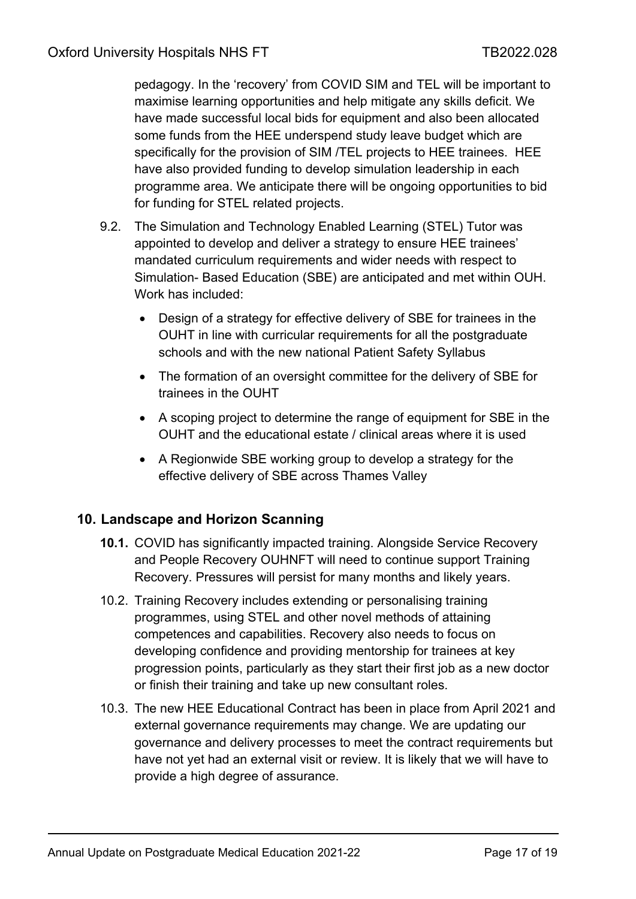pedagogy. In the 'recovery' from COVID SIM and TEL will be important to maximise learning opportunities and help mitigate any skills deficit. We have made successful local bids for equipment and also been allocated some funds from the HEE underspend study leave budget which are specifically for the provision of SIM /TEL projects to HEE trainees. HEE have also provided funding to develop simulation leadership in each programme area. We anticipate there will be ongoing opportunities to bid for funding for STEL related projects.

9.2. The Simulation and Technology Enabled Learning (STEL) Tutor was appointed to develop and deliver a strategy to ensure HEE trainees' mandated curriculum requirements and wider needs with respect to Simulation- Based Education (SBE) are anticipated and met within OUH. Work has included:

- Design of a strategy for effective delivery of SBE for trainees in the OUHT in line with curricular requirements for all the postgraduate schools and with the new national Patient Safety Syllabus
- The formation of an oversight committee for the delivery of SBE for trainees in the OUHT
- A scoping project to determine the range of equipment for SBE in the OUHT and the educational estate / clinical areas where it is used
- A Regionwide SBE working group to develop a strategy for the effective delivery of SBE across Thames Valley

## 10. Landscape and Horizon Scanning

**10.1.** COVID has significantly impacted training. Alongside Service Recovery and People Recovery OUHNFT will need to continue support Training Recovery. Pressures will persist for many months and likely years.

10.2. Training Recovery includes extending or personalising training programmes, using STEL and other novel methods of attaining competences and capabilities. Recovery also needs to focus on developing confidence and providing mentorship for trainees at key progression points, particularly as they start their first job as a new doctor or finish their training and take up new consultant roles.

10.3. The new HEE Educational Contract has been in place from April 2021 and external governance requirements may change. We are updating our governance and delivery processes to meet the contract requirements but have not yet had an external visit or review. It is likely that we will have to provide a high degree of assurance.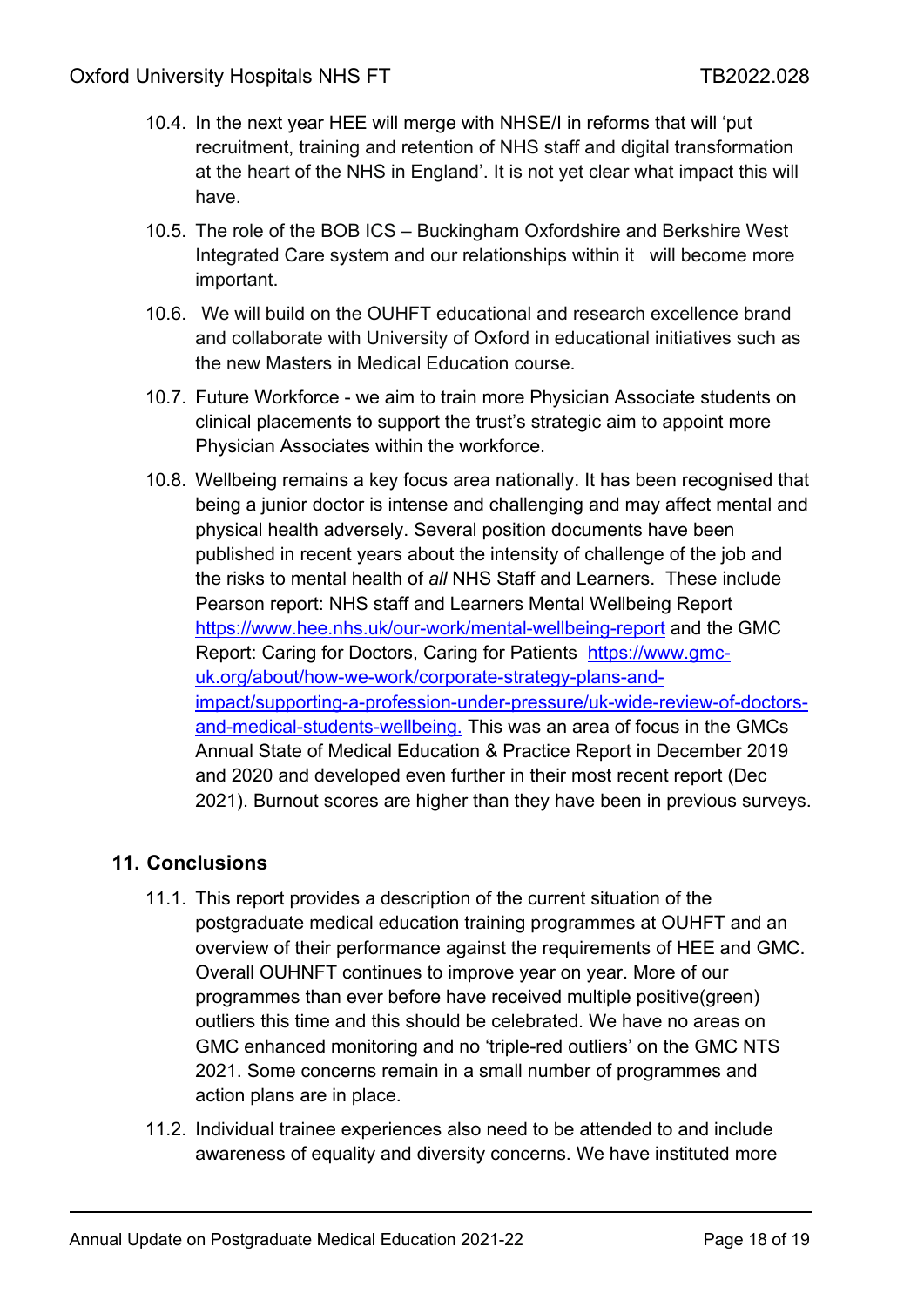10.4. In the next year HEE will merge with NHSE/I in reforms that will 'put recruitment, training and retention of NHS staff and digital transformation at the heart of the NHS in England'. It is not yet clear what impact this will have.

10.5. The role of the BOB ICS – Buckingham Oxfordshire and Berkshire West Integrated Care system and our relationships within it will become more important.

10.6. We will build on the OUHFT educational and research excellence brand and collaborate with University of Oxford in educational initiatives such as the new Masters in Medical Education course.

10.7. Future Workforce - we aim to train more Physician Associate students on clinical placements to support the trust's strategic aim to appoint more Physician Associates within the workforce.

10.8. Wellbeing remains a key focus area nationally. It has been recognised that being a junior doctor is intense and challenging and may affect mental and physical health adversely. Several position documents have been published in recent years about the intensity of challenge of the job and the risks to mental health of *all* NHS Staff and Learners. These include Pearson report: NHS staff and Learners Mental Wellbeing Report https://www.hee.nhs.uk/our-work/mental-wellbeing-report and the GMC Report: Caring for Doctors, Caring for Patients https://www.gmc-uk.org/about/how-we-work/corporate-strategy-plans-and-impact/supporting-a-profession-under-pressure/uk-wide-review-of-doctors-and-medical-students-wellbeing. This was an area of focus in the GMCs Annual State of Medical Education & Practice Report in December 2019 and 2020 and developed even further in their most recent report (Dec 2021). Burnout scores are higher than they have been in previous surveys.

## 11. Conclusions

11.1. This report provides a description of the current situation of the postgraduate medical education training programmes at OUHFT and an overview of their performance against the requirements of HEE and GMC. Overall OUHNFT continues to improve year on year. More of our programmes than ever before have received multiple positive(green) outliers this time and this should be celebrated. We have no areas on GMC enhanced monitoring and no 'triple-red outliers' on the GMC NTS 2021. Some concerns remain in a small number of programmes and action plans are in place.

11.2. Individual trainee experiences also need to be attended to and include awareness of equality and diversity concerns. We have instituted more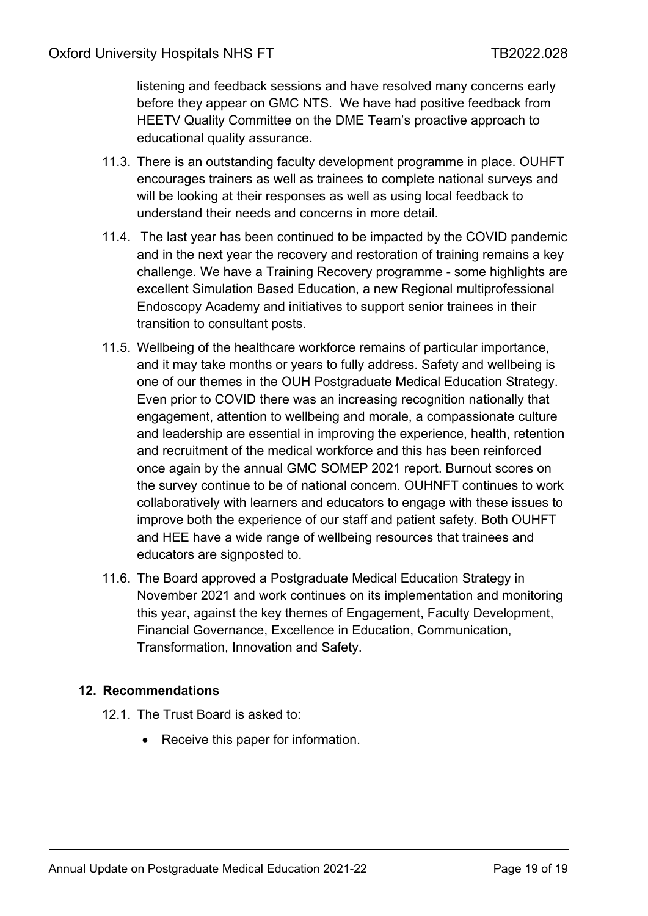listening and feedback sessions and have resolved many concerns early before they appear on GMC NTS. We have had positive feedback from HEETV Quality Committee on the DME Team's proactive approach to educational quality assurance.

11.3. There is an outstanding faculty development programme in place. OUHFT encourages trainers as well as trainees to complete national surveys and will be looking at their responses as well as using local feedback to understand their needs and concerns in more detail.

11.4. The last year has been continued to be impacted by the COVID pandemic and in the next year the recovery and restoration of training remains a key challenge. We have a Training Recovery programme - some highlights are excellent Simulation Based Education, a new Regional multiprofessional Endoscopy Academy and initiatives to support senior trainees in their transition to consultant posts.

11.5. Wellbeing of the healthcare workforce remains of particular importance, and it may take months or years to fully address. Safety and wellbeing is one of our themes in the OUH Postgraduate Medical Education Strategy. Even prior to COVID there was an increasing recognition nationally that engagement, attention to wellbeing and morale, a compassionate culture and leadership are essential in improving the experience, health, retention and recruitment of the medical workforce and this has been reinforced once again by the annual GMC SOMEP 2021 report. Burnout scores on the survey continue to be of national concern. OUHNFT continues to work collaboratively with learners and educators to engage with these issues to improve both the experience of our staff and patient safety. Both OUHFT and HEE have a wide range of wellbeing resources that trainees and educators are signposted to.

11.6. The Board approved a Postgraduate Medical Education Strategy in November 2021 and work continues on its implementation and monitoring this year, against the key themes of Engagement, Faculty Development, Financial Governance, Excellence in Education, Communication, Transformation, Innovation and Safety.

## 12. Recommendations

12.1. The Trust Board is asked to:

- Receive this paper for information.